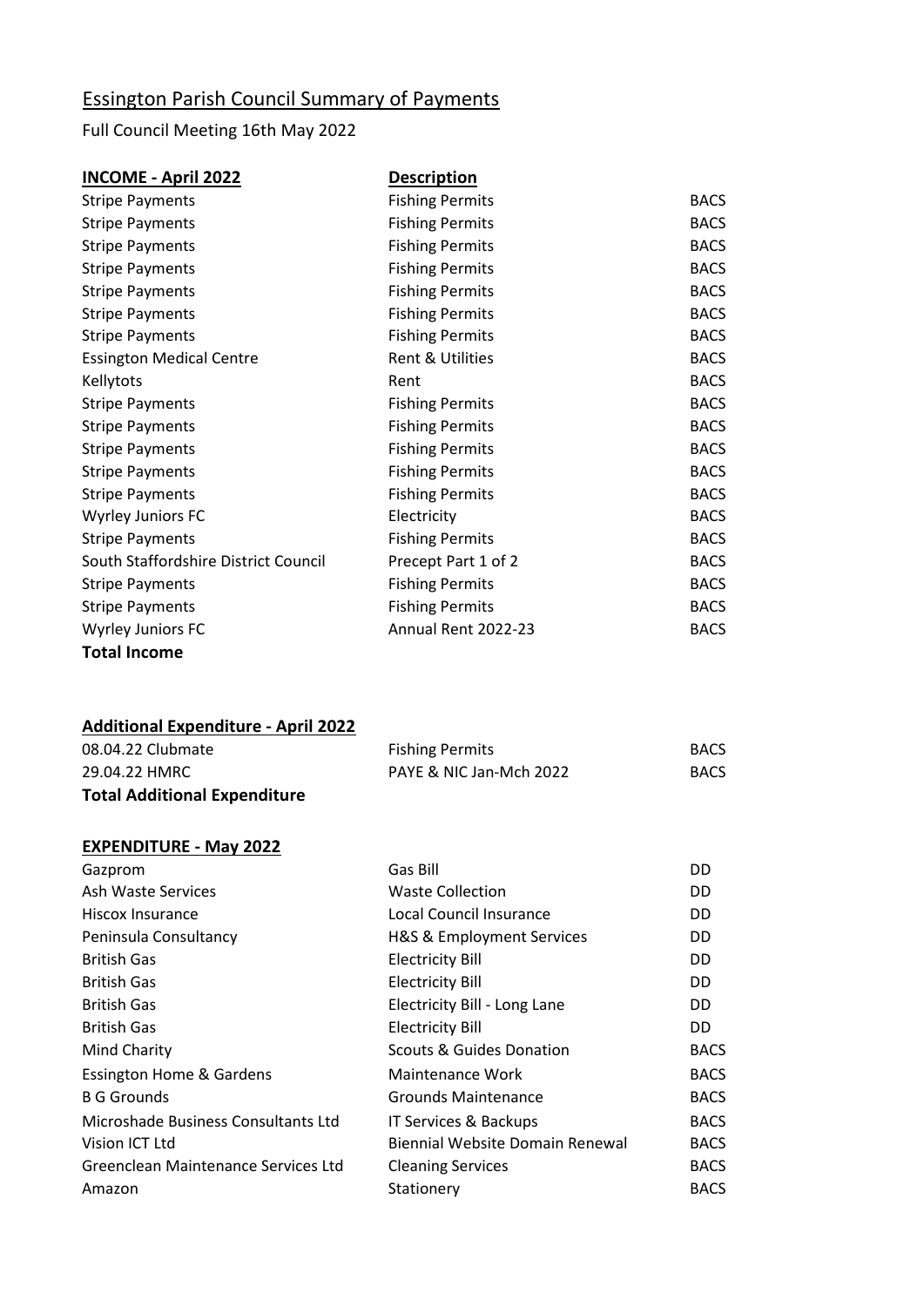## Essington Parish Council Summary of Payments

Full Council Meeting 16th May 2022

| **INCOME - April 2022** | **Description** | |
|---|---|---|
| Stripe Payments | Fishing Permits | BACS |
| Stripe Payments | Fishing Permits | BACS |
| Stripe Payments | Fishing Permits | BACS |
| Stripe Payments | Fishing Permits | BACS |
| Stripe Payments | Fishing Permits | BACS |
| Stripe Payments | Fishing Permits | BACS |
| Stripe Payments | Fishing Permits | BACS |
| Essington Medical Centre | Rent & Utilities | BACS |
| Kellytots | Rent | BACS |
| Stripe Payments | Fishing Permits | BACS |
| Stripe Payments | Fishing Permits | BACS |
| Stripe Payments | Fishing Permits | BACS |
| Stripe Payments | Fishing Permits | BACS |
| Stripe Payments | Fishing Permits | BACS |
| Wyrley Juniors FC | Electricity | BACS |
| Stripe Payments | Fishing Permits | BACS |
| South Staffordshire District Council | Precept Part 1 of 2 | BACS |
| Stripe Payments | Fishing Permits | BACS |
| Stripe Payments | Fishing Permits | BACS |
| Wyrley Juniors FC | Annual Rent 2022-23 | BACS |
| **Total Income** | | |

| **Additional Expenditure - April 2022** | | |
|---|---|---|
| 08.04.22 Clubmate | Fishing Permits | BACS |
| 29.04.22 HMRC | PAYE & NIC Jan-Mch 2022 | BACS |
| **Total Additional Expenditure** | | |

| **EXPENDITURE - May 2022** | | |
|---|---|---|
| Gazprom | Gas Bill | DD |
| Ash Waste Services | Waste Collection | DD |
| Hiscox Insurance | Local Council Insurance | DD |
| Peninsula Consultancy | H&S & Employment Services | DD |
| British Gas | Electricity Bill | DD |
| British Gas | Electricity Bill | DD |
| British Gas | Electricity Bill - Long Lane | DD |
| British Gas | Electricity Bill | DD |
| Mind Charity | Scouts & Guides Donation | BACS |
| Essington Home & Gardens | Maintenance Work | BACS |
| B G Grounds | Grounds Maintenance | BACS |
| Microshade Business Consultants Ltd | IT Services & Backups | BACS |
| Vision ICT Ltd | Biennial Website Domain Renewal | BACS |
| Greenclean Maintenance Services Ltd | Cleaning Services | BACS |
| Amazon | Stationery | BACS |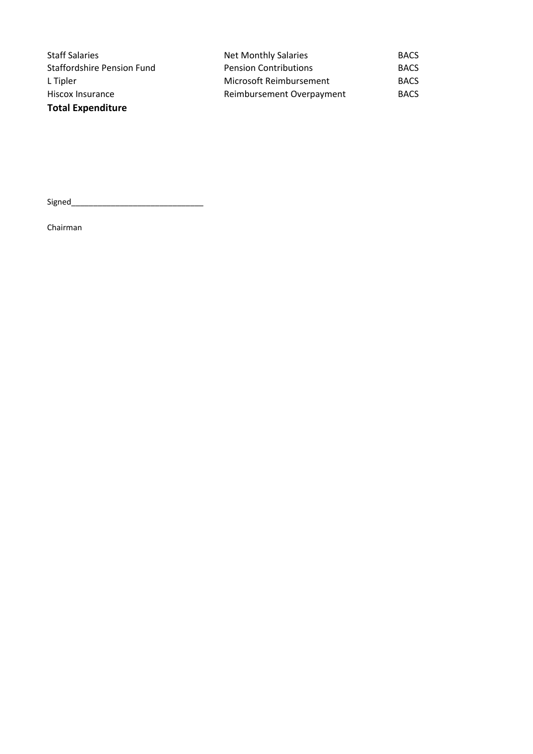| | | |
|---|---|---|
| Staff Salaries | Net Monthly Salaries | BACS |
| Staffordshire Pension Fund | Pension Contributions | BACS |
| L Tipler | Microsoft Reimbursement | BACS |
| Hiscox Insurance | Reimbursement Overpayment | BACS |
| **Total Expenditure** | | |

Signed______________________________

Chairman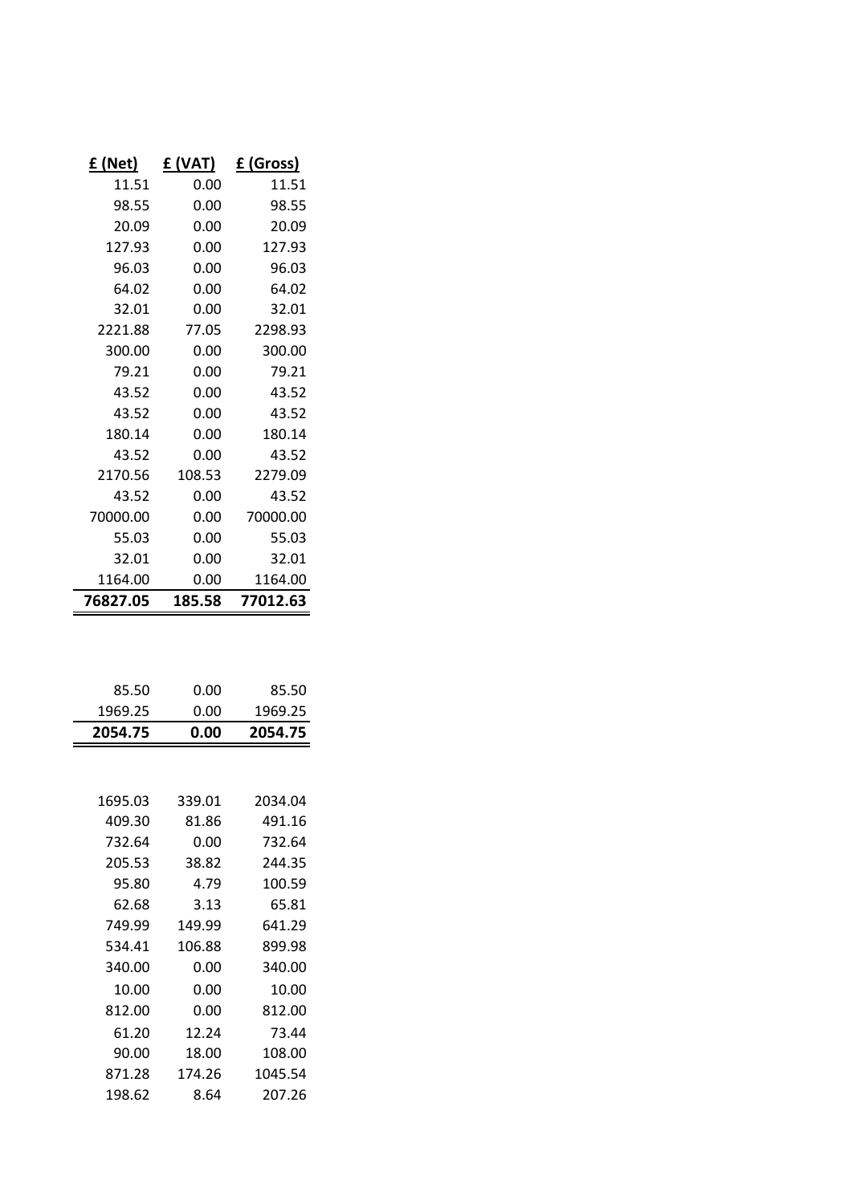| £ (Net) | £ (VAT) | £ (Gross) |
|---:|---:|---:|
| 11.51 | 0.00 | 11.51 |
| 98.55 | 0.00 | 98.55 |
| 20.09 | 0.00 | 20.09 |
| 127.93 | 0.00 | 127.93 |
| 96.03 | 0.00 | 96.03 |
| 64.02 | 0.00 | 64.02 |
| 32.01 | 0.00 | 32.01 |
| 2221.88 | 77.05 | 2298.93 |
| 300.00 | 0.00 | 300.00 |
| 79.21 | 0.00 | 79.21 |
| 43.52 | 0.00 | 43.52 |
| 43.52 | 0.00 | 43.52 |
| 180.14 | 0.00 | 180.14 |
| 43.52 | 0.00 | 43.52 |
| 2170.56 | 108.53 | 2279.09 |
| 43.52 | 0.00 | 43.52 |
| 70000.00 | 0.00 | 70000.00 |
| 55.03 | 0.00 | 55.03 |
| 32.01 | 0.00 | 32.01 |
| 1164.00 | 0.00 | 1164.00 |
| **76827.05** | **185.58** | **77012.63** |

| £ (Net) | £ (VAT) | £ (Gross) |
|---:|---:|---:|
| 85.50 | 0.00 | 85.50 |
| 1969.25 | 0.00 | 1969.25 |
| **2054.75** | **0.00** | **2054.75** |

| £ (Net) | £ (VAT) | £ (Gross) |
|---:|---:|---:|
| 1695.03 | 339.01 | 2034.04 |
| 409.30 | 81.86 | 491.16 |
| 732.64 | 0.00 | 732.64 |
| 205.53 | 38.82 | 244.35 |
| 95.80 | 4.79 | 100.59 |
| 62.68 | 3.13 | 65.81 |
| 749.99 | 149.99 | 641.29 |
| 534.41 | 106.88 | 899.98 |
| 340.00 | 0.00 | 340.00 |
| 10.00 | 0.00 | 10.00 |
| 812.00 | 0.00 | 812.00 |
| 61.20 | 12.24 | 73.44 |
| 90.00 | 18.00 | 108.00 |
| 871.28 | 174.26 | 1045.54 |
| 198.62 | 8.64 | 207.26 |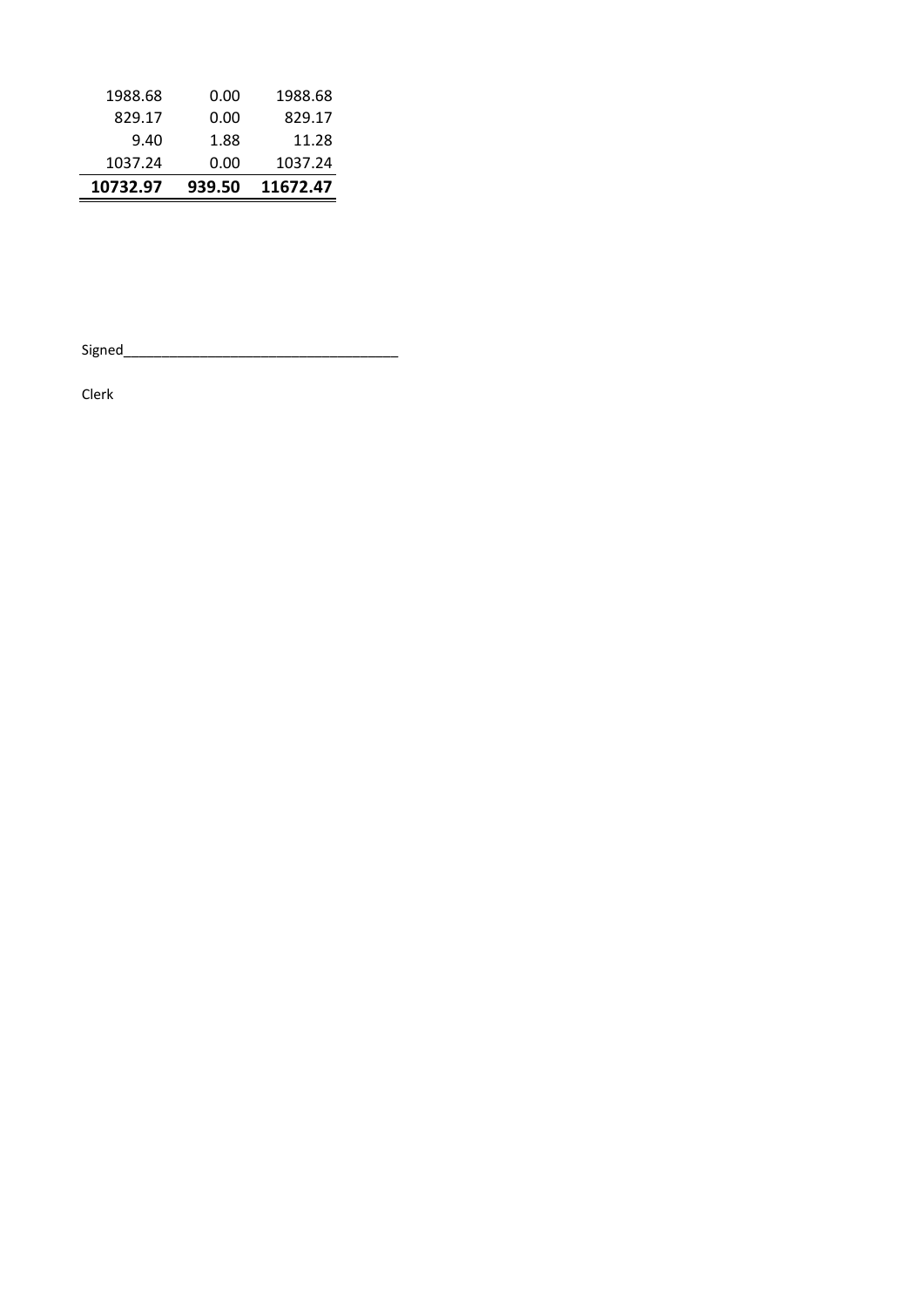| | | |
|---|---|---|
| 1988.68 | 0.00 | 1988.68 |
| 829.17 | 0.00 | 829.17 |
| 9.40 | 1.88 | 11.28 |
| 1037.24 | 0.00 | 1037.24 |
| **10732.97** | **939.50** | **11672.47** |

Signed___________________________________

Clerk